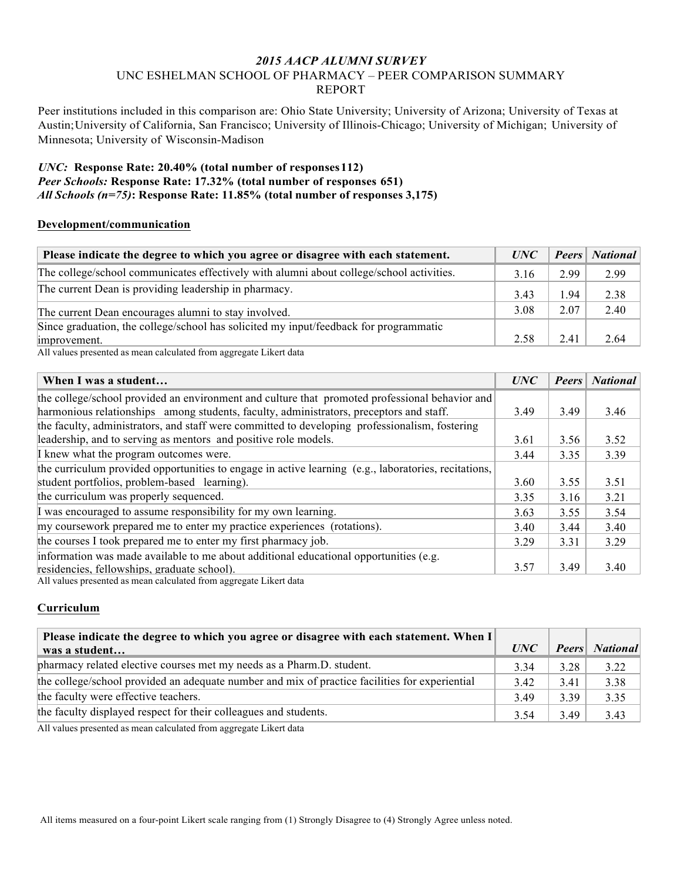# *2015 AACP ALUMNI SURVEY*

## UNC ESHELMAN SCHOOL OF PHARMACY – PEER COMPARISON SUMMARY REPORT

Peer institutions included in this comparison are: Ohio State University; University of Arizona; University of Texas at Austin; University of California, San Francisco; University of Illinois-Chicago; University of Michigan; University of Minnesota; University of Wisconsin-Madison

***UNC:*** **Response Rate: 20.40% (total number of responses 112)**
***Peer Schools:*** **Response Rate: 17.32% (total number of responses 651)**
***All Schools (n=75)*****: Response Rate: 11.85% (total number of responses 3,175)**

### Development/communication

| Please indicate the degree to which you agree or disagree with each statement. | *UNC* | *Peers* | *National* |
|---|---|---|---|
| The college/school communicates effectively with alumni about college/school activities. | 3.16 | 2.99 | 2.99 |
| The current Dean is providing leadership in pharmacy. | 3.43 | 1.94 | 2.38 |
| The current Dean encourages alumni to stay involved. | 3.08 | 2.07 | 2.40 |
| Since graduation, the college/school has solicited my input/feedback for programmatic improvement. | 2.58 | 2.41 | 2.64 |

All values presented as mean calculated from aggregate Likert data

| When I was a student… | *UNC* | *Peers* | *National* |
|---|---|---|---|
| the college/school provided an environment and culture that promoted professional behavior and harmonious relationships among students, faculty, administrators, preceptors and staff. | 3.49 | 3.49 | 3.46 |
| the faculty, administrators, and staff were committed to developing professionalism, fostering leadership, and to serving as mentors and positive role models. | 3.61 | 3.56 | 3.52 |
| I knew what the program outcomes were. | 3.44 | 3.35 | 3.39 |
| the curriculum provided opportunities to engage in active learning (e.g., laboratories, recitations, student portfolios, problem-based learning). | 3.60 | 3.55 | 3.51 |
| the curriculum was properly sequenced. | 3.35 | 3.16 | 3.21 |
| I was encouraged to assume responsibility for my own learning. | 3.63 | 3.55 | 3.54 |
| my coursework prepared me to enter my practice experiences (rotations). | 3.40 | 3.44 | 3.40 |
| the courses I took prepared me to enter my first pharmacy job. | 3.29 | 3.31 | 3.29 |
| information was made available to me about additional educational opportunities (e.g. residencies, fellowships, graduate school). | 3.57 | 3.49 | 3.40 |

All values presented as mean calculated from aggregate Likert data

### Curriculum

| Please indicate the degree to which you agree or disagree with each statement. When I was a student… | *UNC* | *Peers* | *National* |
|---|---|---|---|
| pharmacy related elective courses met my needs as a Pharm.D. student. | 3.34 | 3.28 | 3.22 |
| the college/school provided an adequate number and mix of practice facilities for experiential | 3.42 | 3.41 | 3.38 |
| the faculty were effective teachers. | 3.49 | 3.39 | 3.35 |
| the faculty displayed respect for their colleagues and students. | 3.54 | 3.49 | 3.43 |

All values presented as mean calculated from aggregate Likert data

All items measured on a four-point Likert scale ranging from (1) Strongly Disagree to (4) Strongly Agree unless noted.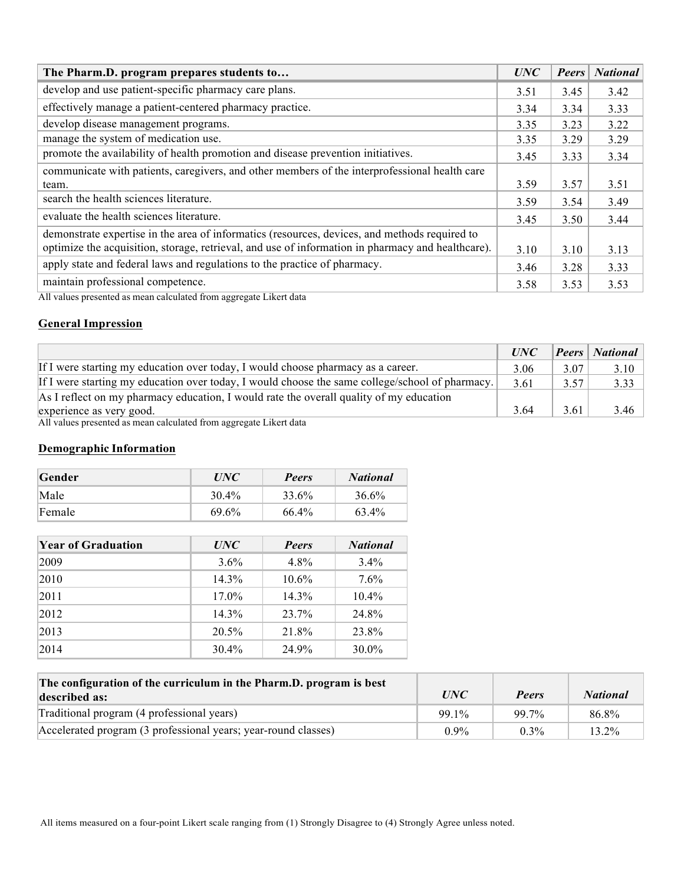| The Pharm.D. program prepares students to… | *UNC* | *Peers* | *National* |
|---|---|---|---|
| develop and use patient-specific pharmacy care plans. | 3.51 | 3.45 | 3.42 |
| effectively manage a patient-centered pharmacy practice. | 3.34 | 3.34 | 3.33 |
| develop disease management programs. | 3.35 | 3.23 | 3.22 |
| manage the system of medication use. | 3.35 | 3.29 | 3.29 |
| promote the availability of health promotion and disease prevention initiatives. | 3.45 | 3.33 | 3.34 |
| communicate with patients, caregivers, and other members of the interprofessional health care team. | 3.59 | 3.57 | 3.51 |
| search the health sciences literature. | 3.59 | 3.54 | 3.49 |
| evaluate the health sciences literature. | 3.45 | 3.50 | 3.44 |
| demonstrate expertise in the area of informatics (resources, devices, and methods required to optimize the acquisition, storage, retrieval, and use of information in pharmacy and healthcare). | 3.10 | 3.10 | 3.13 |
| apply state and federal laws and regulations to the practice of pharmacy. | 3.46 | 3.28 | 3.33 |
| maintain professional competence. | 3.58 | 3.53 | 3.53 |

All values presented as mean calculated from aggregate Likert data

## General Impression

| | *UNC* | *Peers* | *National* |
|---|---|---|---|
| If I were starting my education over today, I would choose pharmacy as a career. | 3.06 | 3.07 | 3.10 |
| If I were starting my education over today, I would choose the same college/school of pharmacy. | 3.61 | 3.57 | 3.33 |
| As I reflect on my pharmacy education, I would rate the overall quality of my education experience as very good. | 3.64 | 3.61 | 3.46 |

All values presented as mean calculated from aggregate Likert data

## Demographic Information

| Gender | *UNC* | *Peers* | *National* |
|---|---|---|---|
| Male | 30.4% | 33.6% | 36.6% |
| Female | 69.6% | 66.4% | 63.4% |

| Year of Graduation | *UNC* | *Peers* | *National* |
|---|---|---|---|
| 2009 | 3.6% | 4.8% | 3.4% |
| 2010 | 14.3% | 10.6% | 7.6% |
| 2011 | 17.0% | 14.3% | 10.4% |
| 2012 | 14.3% | 23.7% | 24.8% |
| 2013 | 20.5% | 21.8% | 23.8% |
| 2014 | 30.4% | 24.9% | 30.0% |

| The configuration of the curriculum in the Pharm.D. program is best described as: | *UNC* | *Peers* | *National* |
|---|---|---|---|
| Traditional program (4 professional years) | 99.1% | 99.7% | 86.8% |
| Accelerated program (3 professional years; year-round classes) | 0.9% | 0.3% | 13.2% |

All items measured on a four-point Likert scale ranging from (1) Strongly Disagree to (4) Strongly Agree unless noted.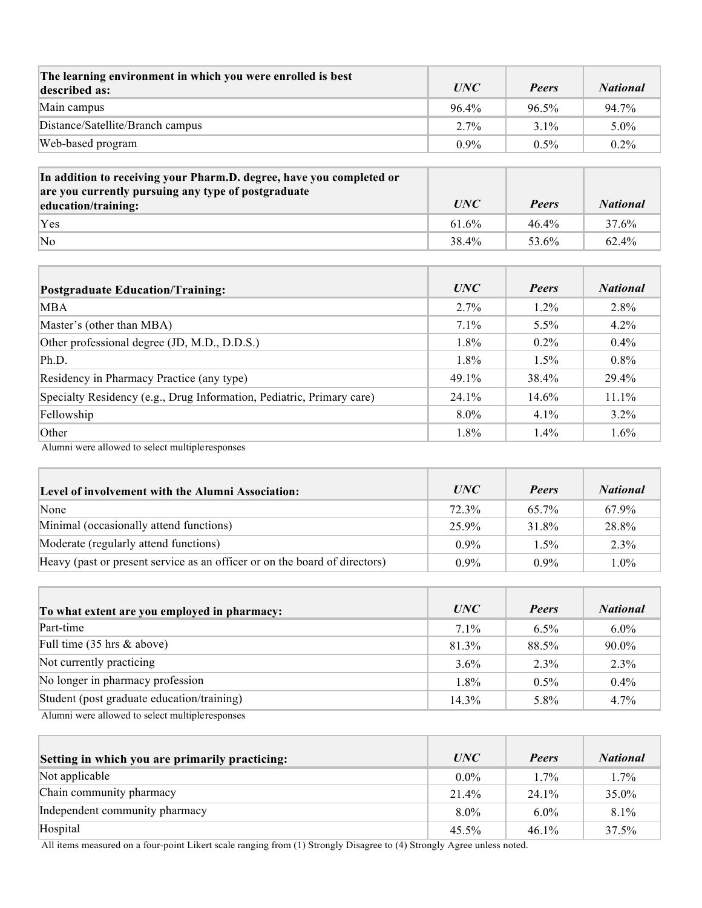| The learning environment in which you were enrolled is best described as: | *UNC* | *Peers* | *National* |
|---|---|---|---|
| Main campus | 96.4% | 96.5% | 94.7% |
| Distance/Satellite/Branch campus | 2.7% | 3.1% | 5.0% |
| Web-based program | 0.9% | 0.5% | 0.2% |

| In addition to receiving your Pharm.D. degree, have you completed or are you currently pursuing any type of postgraduate education/training: | *UNC* | *Peers* | *National* |
|---|---|---|---|
| Yes | 61.6% | 46.4% | 37.6% |
| No | 38.4% | 53.6% | 62.4% |

| Postgraduate Education/Training: | *UNC* | *Peers* | *National* |
|---|---|---|---|
| MBA | 2.7% | 1.2% | 2.8% |
| Master's (other than MBA) | 7.1% | 5.5% | 4.2% |
| Other professional degree (JD, M.D., D.D.S.) | 1.8% | 0.2% | 0.4% |
| Ph.D. | 1.8% | 1.5% | 0.8% |
| Residency in Pharmacy Practice (any type) | 49.1% | 38.4% | 29.4% |
| Specialty Residency (e.g., Drug Information, Pediatric, Primary care) | 24.1% | 14.6% | 11.1% |
| Fellowship | 8.0% | 4.1% | 3.2% |
| Other | 1.8% | 1.4% | 1.6% |

Alumni were allowed to select multiple responses

| Level of involvement with the Alumni Association: | *UNC* | *Peers* | *National* |
|---|---|---|---|
| None | 72.3% | 65.7% | 67.9% |
| Minimal (occasionally attend functions) | 25.9% | 31.8% | 28.8% |
| Moderate (regularly attend functions) | 0.9% | 1.5% | 2.3% |
| Heavy (past or present service as an officer or on the board of directors) | 0.9% | 0.9% | 1.0% |

| To what extent are you employed in pharmacy: | *UNC* | *Peers* | *National* |
|---|---|---|---|
| Part-time | 7.1% | 6.5% | 6.0% |
| Full time (35 hrs & above) | 81.3% | 88.5% | 90.0% |
| Not currently practicing | 3.6% | 2.3% | 2.3% |
| No longer in pharmacy profession | 1.8% | 0.5% | 0.4% |
| Student (post graduate education/training) | 14.3% | 5.8% | 4.7% |

Alumni were allowed to select multiple responses

| Setting in which you are primarily practicing: | *UNC* | *Peers* | *National* |
|---|---|---|---|
| Not applicable | 0.0% | 1.7% | 1.7% |
| Chain community pharmacy | 21.4% | 24.1% | 35.0% |
| Independent community pharmacy | 8.0% | 6.0% | 8.1% |
| Hospital | 45.5% | 46.1% | 37.5% |

All items measured on a four-point Likert scale ranging from (1) Strongly Disagree to (4) Strongly Agree unless noted.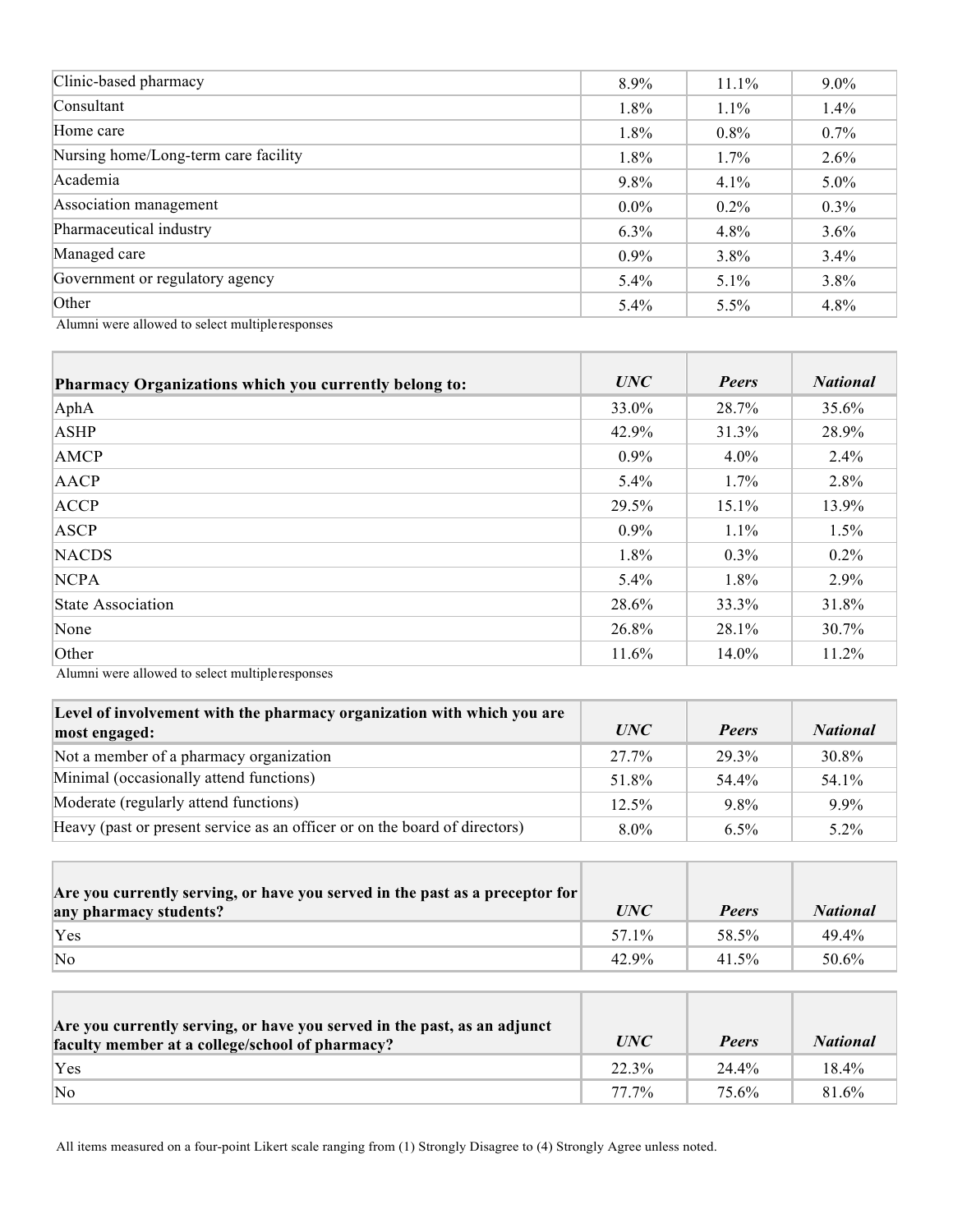| | | | |
|---|---|---|---|
| Clinic-based pharmacy | 8.9% | 11.1% | 9.0% |
| Consultant | 1.8% | 1.1% | 1.4% |
| Home care | 1.8% | 0.8% | 0.7% |
| Nursing home/Long-term care facility | 1.8% | 1.7% | 2.6% |
| Academia | 9.8% | 4.1% | 5.0% |
| Association management | 0.0% | 0.2% | 0.3% |
| Pharmaceutical industry | 6.3% | 4.8% | 3.6% |
| Managed care | 0.9% | 3.8% | 3.4% |
| Government or regulatory agency | 5.4% | 5.1% | 3.8% |
| Other | 5.4% | 5.5% | 4.8% |

Alumni were allowed to select multiple responses

| **Pharmacy Organizations which you currently belong to:** | ***UNC*** | ***Peers*** | ***National*** |
|---|---|---|---|
| AphA | 33.0% | 28.7% | 35.6% |
| ASHP | 42.9% | 31.3% | 28.9% |
| AMCP | 0.9% | 4.0% | 2.4% |
| AACP | 5.4% | 1.7% | 2.8% |
| ACCP | 29.5% | 15.1% | 13.9% |
| ASCP | 0.9% | 1.1% | 1.5% |
| NACDS | 1.8% | 0.3% | 0.2% |
| NCPA | 5.4% | 1.8% | 2.9% |
| State Association | 28.6% | 33.3% | 31.8% |
| None | 26.8% | 28.1% | 30.7% |
| Other | 11.6% | 14.0% | 11.2% |

Alumni were allowed to select multiple responses

| **Level of involvement with the pharmacy organization with which you are most engaged:** | ***UNC*** | ***Peers*** | ***National*** |
|---|---|---|---|
| Not a member of a pharmacy organization | 27.7% | 29.3% | 30.8% |
| Minimal (occasionally attend functions) | 51.8% | 54.4% | 54.1% |
| Moderate (regularly attend functions) | 12.5% | 9.8% | 9.9% |
| Heavy (past or present service as an officer or on the board of directors) | 8.0% | 6.5% | 5.2% |

| **Are you currently serving, or have you served in the past as a preceptor for any pharmacy students?** | ***UNC*** | ***Peers*** | ***National*** |
|---|---|---|---|
| Yes | 57.1% | 58.5% | 49.4% |
| No | 42.9% | 41.5% | 50.6% |

| **Are you currently serving, or have you served in the past, as an adjunct faculty member at a college/school of pharmacy?** | ***UNC*** | ***Peers*** | ***National*** |
|---|---|---|---|
| Yes | 22.3% | 24.4% | 18.4% |
| No | 77.7% | 75.6% | 81.6% |

All items measured on a four-point Likert scale ranging from (1) Strongly Disagree to (4) Strongly Agree unless noted.